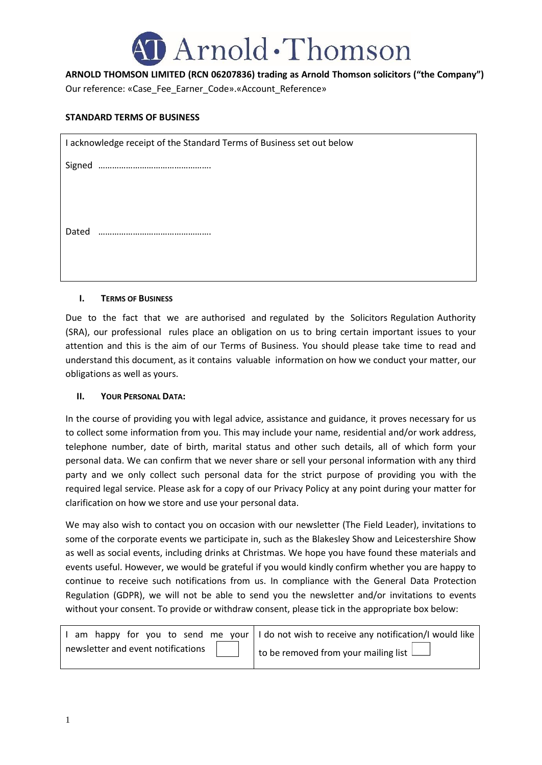# Arnold·Thomson

**ARNOLD THOMSON LIMITED (RCN 06207836) trading as Arnold Thomson solicitors ("the Company")**

Our reference: «Case_Fee_Earner_Code».«Account_Reference»

**STANDARD TERMS OF BUSINESS**

| I acknowledge receipt of the Standard Terms of Business set out below |
|---|
| Signed ………………………………………… |
| Dated ………………………………………… |

## I. TERMS OF BUSINESS

Due to the fact that we are authorised and regulated by the Solicitors Regulation Authority (SRA), our professional rules place an obligation on us to bring certain important issues to your attention and this is the aim of our Terms of Business. You should please take time to read and understand this document, as it contains valuable information on how we conduct your matter, our obligations as well as yours.

## II. YOUR PERSONAL DATA:

In the course of providing you with legal advice, assistance and guidance, it proves necessary for us to collect some information from you. This may include your name, residential and/or work address, telephone number, date of birth, marital status and other such details, all of which form your personal data. We can confirm that we never share or sell your personal information with any third party and we only collect such personal data for the strict purpose of providing you with the required legal service. Please ask for a copy of our Privacy Policy at any point during your matter for clarification on how we store and use your personal data.

We may also wish to contact you on occasion with our newsletter (The Field Leader), invitations to some of the corporate events we participate in, such as the Blakesley Show and Leicestershire Show as well as social events, including drinks at Christmas. We hope you have found these materials and events useful. However, we would be grateful if you would kindly confirm whether you are happy to continue to receive such notifications from us. In compliance with the General Data Protection Regulation (GDPR), we will not be able to send you the newsletter and/or invitations to events without your consent. To provide or withdraw consent, please tick in the appropriate box below:

| I am happy for you to send me your newsletter and event notifications ☐ | I do not wish to receive any notification/I would like to be removed from your mailing list ☐ |
|---|---|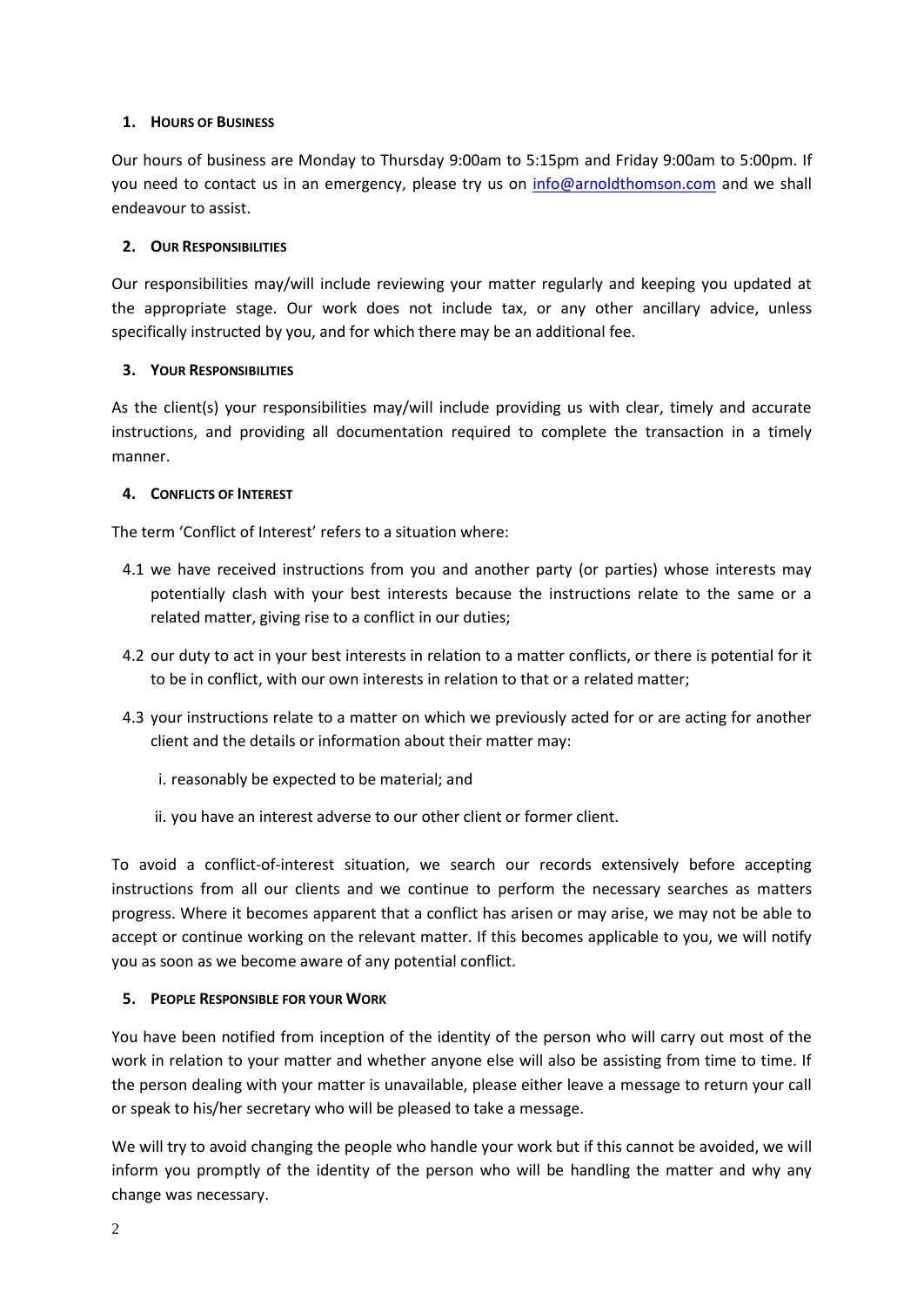## 1. Hours of Business

Our hours of business are Monday to Thursday 9:00am to 5:15pm and Friday 9:00am to 5:00pm. If you need to contact us in an emergency, please try us on info@arnoldthomson.com and we shall endeavour to assist.

## 2. Our Responsibilities

Our responsibilities may/will include reviewing your matter regularly and keeping you updated at the appropriate stage. Our work does not include tax, or any other ancillary advice, unless specifically instructed by you, and for which there may be an additional fee.

## 3. Your Responsibilities

As the client(s) your responsibilities may/will include providing us with clear, timely and accurate instructions, and providing all documentation required to complete the transaction in a timely manner.

## 4. Conflicts of Interest

The term 'Conflict of Interest' refers to a situation where:

4.1 we have received instructions from you and another party (or parties) whose interests may potentially clash with your best interests because the instructions relate to the same or a related matter, giving rise to a conflict in our duties;

4.2 our duty to act in your best interests in relation to a matter conflicts, or there is potential for it to be in conflict, with our own interests in relation to that or a related matter;

4.3 your instructions relate to a matter on which we previously acted for or are acting for another client and the details or information about their matter may:

i. reasonably be expected to be material; and

ii. you have an interest adverse to our other client or former client.

To avoid a conflict-of-interest situation, we search our records extensively before accepting instructions from all our clients and we continue to perform the necessary searches as matters progress. Where it becomes apparent that a conflict has arisen or may arise, we may not be able to accept or continue working on the relevant matter. If this becomes applicable to you, we will notify you as soon as we become aware of any potential conflict.

## 5. People Responsible for your Work

You have been notified from inception of the identity of the person who will carry out most of the work in relation to your matter and whether anyone else will also be assisting from time to time. If the person dealing with your matter is unavailable, please either leave a message to return your call or speak to his/her secretary who will be pleased to take a message.

We will try to avoid changing the people who handle your work but if this cannot be avoided, we will inform you promptly of the identity of the person who will be handling the matter and why any change was necessary.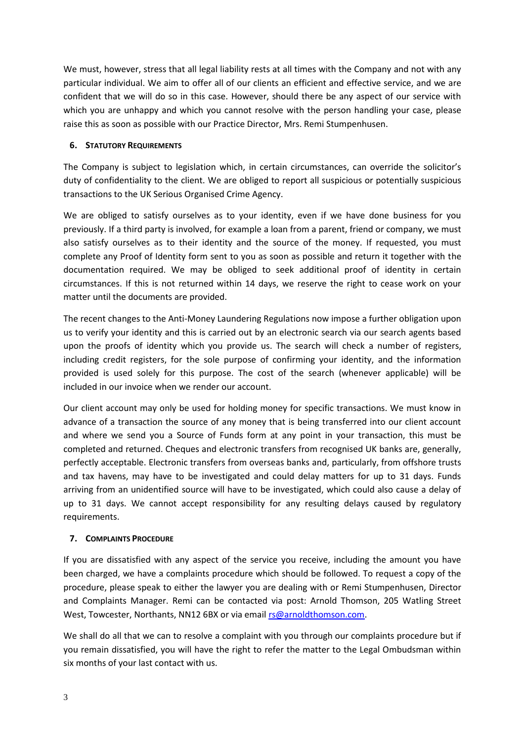We must, however, stress that all legal liability rests at all times with the Company and not with any particular individual. We aim to offer all of our clients an efficient and effective service, and we are confident that we will do so in this case. However, should there be any aspect of our service with which you are unhappy and which you cannot resolve with the person handling your case, please raise this as soon as possible with our Practice Director, Mrs. Remi Stumpenhusen.

## 6. STATUTORY REQUIREMENTS

The Company is subject to legislation which, in certain circumstances, can override the solicitor's duty of confidentiality to the client. We are obliged to report all suspicious or potentially suspicious transactions to the UK Serious Organised Crime Agency.

We are obliged to satisfy ourselves as to your identity, even if we have done business for you previously. If a third party is involved, for example a loan from a parent, friend or company, we must also satisfy ourselves as to their identity and the source of the money. If requested, you must complete any Proof of Identity form sent to you as soon as possible and return it together with the documentation required. We may be obliged to seek additional proof of identity in certain circumstances. If this is not returned within 14 days, we reserve the right to cease work on your matter until the documents are provided.

The recent changes to the Anti-Money Laundering Regulations now impose a further obligation upon us to verify your identity and this is carried out by an electronic search via our search agents based upon the proofs of identity which you provide us. The search will check a number of registers, including credit registers, for the sole purpose of confirming your identity, and the information provided is used solely for this purpose. The cost of the search (whenever applicable) will be included in our invoice when we render our account.

Our client account may only be used for holding money for specific transactions. We must know in advance of a transaction the source of any money that is being transferred into our client account and where we send you a Source of Funds form at any point in your transaction, this must be completed and returned. Cheques and electronic transfers from recognised UK banks are, generally, perfectly acceptable. Electronic transfers from overseas banks and, particularly, from offshore trusts and tax havens, may have to be investigated and could delay matters for up to 31 days. Funds arriving from an unidentified source will have to be investigated, which could also cause a delay of up to 31 days. We cannot accept responsibility for any resulting delays caused by regulatory requirements.

## 7. COMPLAINTS PROCEDURE

If you are dissatisfied with any aspect of the service you receive, including the amount you have been charged, we have a complaints procedure which should be followed. To request a copy of the procedure, please speak to either the lawyer you are dealing with or Remi Stumpenhusen, Director and Complaints Manager. Remi can be contacted via post: Arnold Thomson, 205 Watling Street West, Towcester, Northants, NN12 6BX or via email rs@arnoldthomson.com.

We shall do all that we can to resolve a complaint with you through our complaints procedure but if you remain dissatisfied, you will have the right to refer the matter to the Legal Ombudsman within six months of your last contact with us.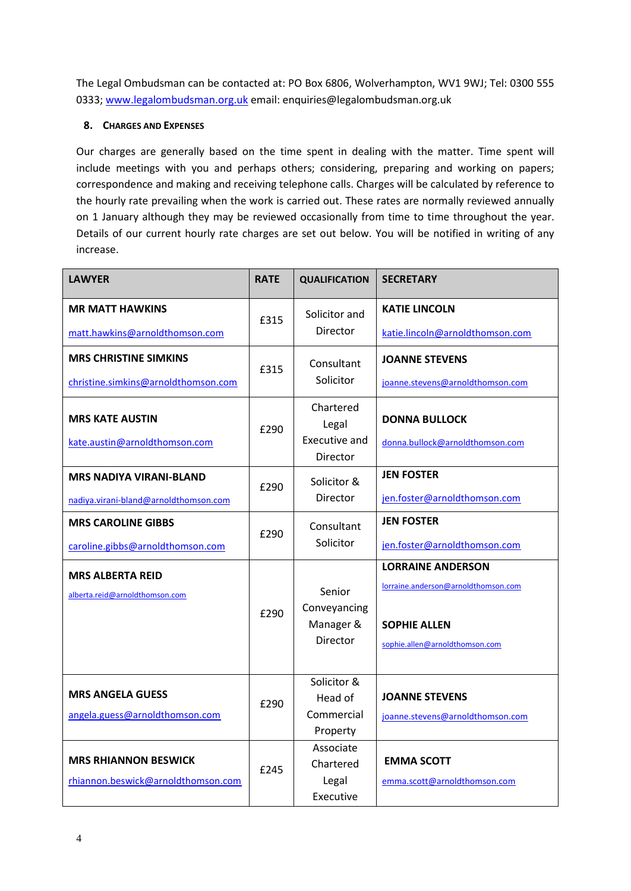The Legal Ombudsman can be contacted at: PO Box 6806, Wolverhampton, WV1 9WJ; Tel: 0300 555 0333; www.legalombudsman.org.uk email: enquiries@legalombudsman.org.uk

## 8. Charges and Expenses

Our charges are generally based on the time spent in dealing with the matter. Time spent will include meetings with you and perhaps others; considering, preparing and working on papers; correspondence and making and receiving telephone calls. Charges will be calculated by reference to the hourly rate prevailing when the work is carried out. These rates are normally reviewed annually on 1 January although they may be reviewed occasionally from time to time throughout the year. Details of our current hourly rate charges are set out below. You will be notified in writing of any increase.

| LAWYER | RATE | QUALIFICATION | SECRETARY |
|---|---|---|---|
| **MR MATT HAWKINS** matt.hawkins@arnoldthomson.com | £315 | Solicitor and Director | **KATIE LINCOLN** katie.lincoln@arnoldthomson.com |
| **MRS CHRISTINE SIMKINS** christine.simkins@arnoldthomson.com | £315 | Consultant Solicitor | **JOANNE STEVENS** joanne.stevens@arnoldthomson.com |
| **MRS KATE AUSTIN** kate.austin@arnoldthomson.com | £290 | Chartered Legal Executive and Director | **DONNA BULLOCK** donna.bullock@arnoldthomson.com |
| **MRS NADIYA VIRANI-BLAND** nadiya.virani-bland@arnoldthomson.com | £290 | Solicitor & Director | **JEN FOSTER** jen.foster@arnoldthomson.com |
| **MRS CAROLINE GIBBS** caroline.gibbs@arnoldthomson.com | £290 | Consultant Solicitor | **JEN FOSTER** jen.foster@arnoldthomson.com |
| **MRS ALBERTA REID** alberta.reid@arnoldthomson.com | £290 | Senior Conveyancing Manager & Director | **LORRAINE ANDERSON** lorraine.anderson@arnoldthomson.com **SOPHIE ALLEN** sophie.allen@arnoldthomson.com |
| **MRS ANGELA GUESS** angela.guess@arnoldthomson.com | £290 | Solicitor & Head of Commercial Property | **JOANNE STEVENS** joanne.stevens@arnoldthomson.com |
| **MRS RHIANNON BESWICK** rhiannon.beswick@arnoldthomson.com | £245 | Associate Chartered Legal Executive | **EMMA SCOTT** emma.scott@arnoldthomson.com |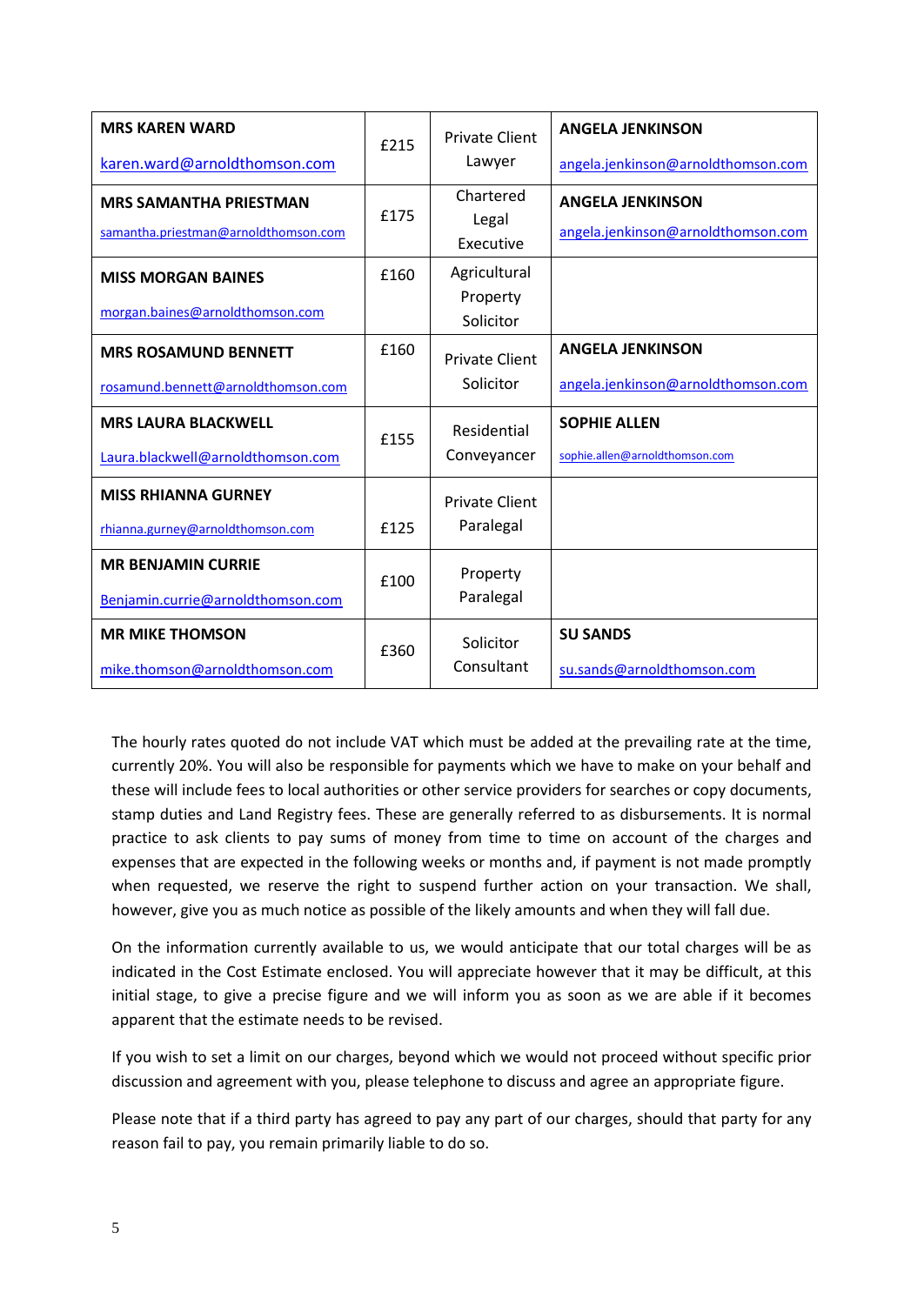| MRS KAREN WARD<br>karen.ward@arnoldthomson.com | £215 | Private Client Lawyer | ANGELA JENKINSON<br>angela.jenkinson@arnoldthomson.com |
|---|---|---|---|
| MRS SAMANTHA PRIESTMAN<br>samantha.priestman@arnoldthomson.com | £175 | Chartered Legal Executive | ANGELA JENKINSON<br>angela.jenkinson@arnoldthomson.com |
| MISS MORGAN BAINES<br>morgan.baines@arnoldthomson.com | £160 | Agricultural Property Solicitor | |
| MRS ROSAMUND BENNETT<br>rosamund.bennett@arnoldthomson.com | £160 | Private Client Solicitor | ANGELA JENKINSON<br>angela.jenkinson@arnoldthomson.com |
| MRS LAURA BLACKWELL<br>Laura.blackwell@arnoldthomson.com | £155 | Residential Conveyancer | SOPHIE ALLEN<br>sophie.allen@arnoldthomson.com |
| MISS RHIANNA GURNEY<br>rhianna.gurney@arnoldthomson.com | £125 | Private Client Paralegal | |
| MR BENJAMIN CURRIE<br>Benjamin.currie@arnoldthomson.com | £100 | Property Paralegal | |
| MR MIKE THOMSON<br>mike.thomson@arnoldthomson.com | £360 | Solicitor Consultant | SU SANDS<br>su.sands@arnoldthomson.com |

The hourly rates quoted do not include VAT which must be added at the prevailing rate at the time, currently 20%. You will also be responsible for payments which we have to make on your behalf and these will include fees to local authorities or other service providers for searches or copy documents, stamp duties and Land Registry fees. These are generally referred to as disbursements. It is normal practice to ask clients to pay sums of money from time to time on account of the charges and expenses that are expected in the following weeks or months and, if payment is not made promptly when requested, we reserve the right to suspend further action on your transaction. We shall, however, give you as much notice as possible of the likely amounts and when they will fall due.

On the information currently available to us, we would anticipate that our total charges will be as indicated in the Cost Estimate enclosed. You will appreciate however that it may be difficult, at this initial stage, to give a precise figure and we will inform you as soon as we are able if it becomes apparent that the estimate needs to be revised.

If you wish to set a limit on our charges, beyond which we would not proceed without specific prior discussion and agreement with you, please telephone to discuss and agree an appropriate figure.

Please note that if a third party has agreed to pay any part of our charges, should that party for any reason fail to pay, you remain primarily liable to do so.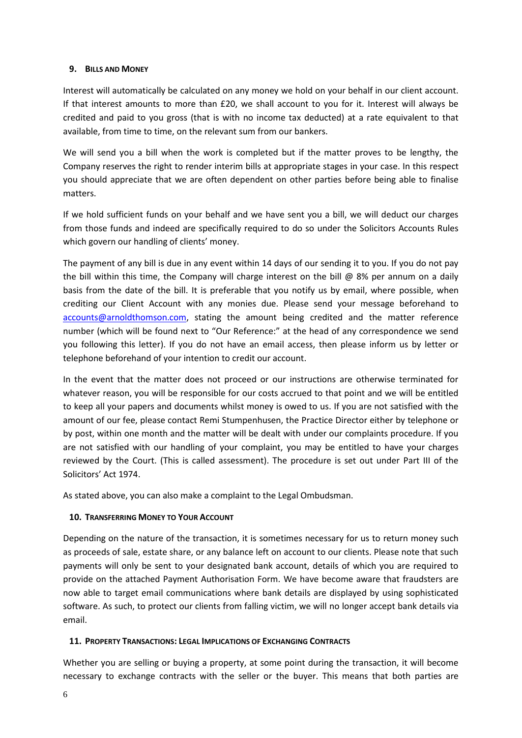## 9. Bills and Money

Interest will automatically be calculated on any money we hold on your behalf in our client account. If that interest amounts to more than £20, we shall account to you for it. Interest will always be credited and paid to you gross (that is with no income tax deducted) at a rate equivalent to that available, from time to time, on the relevant sum from our bankers.

We will send you a bill when the work is completed but if the matter proves to be lengthy, the Company reserves the right to render interim bills at appropriate stages in your case. In this respect you should appreciate that we are often dependent on other parties before being able to finalise matters.

If we hold sufficient funds on your behalf and we have sent you a bill, we will deduct our charges from those funds and indeed are specifically required to do so under the Solicitors Accounts Rules which govern our handling of clients' money.

The payment of any bill is due in any event within 14 days of our sending it to you. If you do not pay the bill within this time, the Company will charge interest on the bill @ 8% per annum on a daily basis from the date of the bill. It is preferable that you notify us by email, where possible, when crediting our Client Account with any monies due. Please send your message beforehand to accounts@arnoldthomson.com, stating the amount being credited and the matter reference number (which will be found next to "Our Reference:" at the head of any correspondence we send you following this letter). If you do not have an email access, then please inform us by letter or telephone beforehand of your intention to credit our account.

In the event that the matter does not proceed or our instructions are otherwise terminated for whatever reason, you will be responsible for our costs accrued to that point and we will be entitled to keep all your papers and documents whilst money is owed to us. If you are not satisfied with the amount of our fee, please contact Remi Stumpenhusen, the Practice Director either by telephone or by post, within one month and the matter will be dealt with under our complaints procedure. If you are not satisfied with our handling of your complaint, you may be entitled to have your charges reviewed by the Court. (This is called assessment). The procedure is set out under Part III of the Solicitors' Act 1974.

As stated above, you can also make a complaint to the Legal Ombudsman.

## 10. Transferring Money to Your Account

Depending on the nature of the transaction, it is sometimes necessary for us to return money such as proceeds of sale, estate share, or any balance left on account to our clients. Please note that such payments will only be sent to your designated bank account, details of which you are required to provide on the attached Payment Authorisation Form. We have become aware that fraudsters are now able to target email communications where bank details are displayed by using sophisticated software. As such, to protect our clients from falling victim, we will no longer accept bank details via email.

## 11. Property Transactions: Legal Implications of Exchanging Contracts

Whether you are selling or buying a property, at some point during the transaction, it will become necessary to exchange contracts with the seller or the buyer. This means that both parties are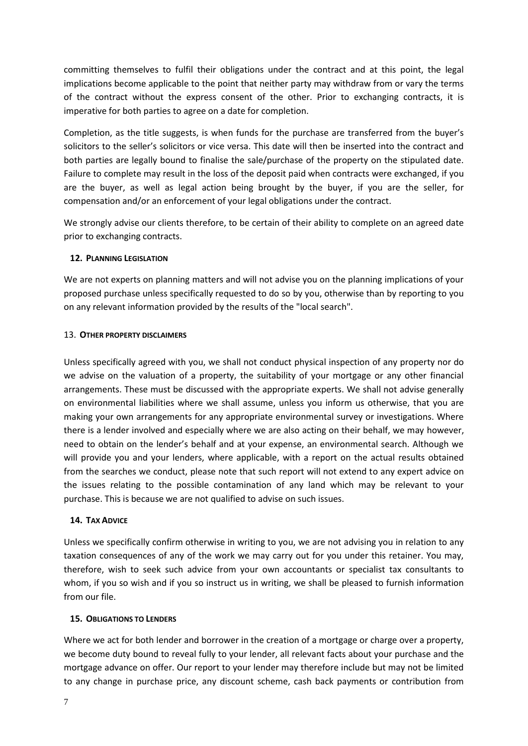committing themselves to fulfil their obligations under the contract and at this point, the legal implications become applicable to the point that neither party may withdraw from or vary the terms of the contract without the express consent of the other. Prior to exchanging contracts, it is imperative for both parties to agree on a date for completion.

Completion, as the title suggests, is when funds for the purchase are transferred from the buyer's solicitors to the seller's solicitors or vice versa. This date will then be inserted into the contract and both parties are legally bound to finalise the sale/purchase of the property on the stipulated date. Failure to complete may result in the loss of the deposit paid when contracts were exchanged, if you are the buyer, as well as legal action being brought by the buyer, if you are the seller, for compensation and/or an enforcement of your legal obligations under the contract.

We strongly advise our clients therefore, to be certain of their ability to complete on an agreed date prior to exchanging contracts.

### 12. PLANNING LEGISLATION

We are not experts on planning matters and will not advise you on the planning implications of your proposed purchase unless specifically requested to do so by you, otherwise than by reporting to you on any relevant information provided by the results of the "local search".

### 13. OTHER PROPERTY DISCLAIMERS

Unless specifically agreed with you, we shall not conduct physical inspection of any property nor do we advise on the valuation of a property, the suitability of your mortgage or any other financial arrangements. These must be discussed with the appropriate experts. We shall not advise generally on environmental liabilities where we shall assume, unless you inform us otherwise, that you are making your own arrangements for any appropriate environmental survey or investigations. Where there is a lender involved and especially where we are also acting on their behalf, we may however, need to obtain on the lender's behalf and at your expense, an environmental search. Although we will provide you and your lenders, where applicable, with a report on the actual results obtained from the searches we conduct, please note that such report will not extend to any expert advice on the issues relating to the possible contamination of any land which may be relevant to your purchase. This is because we are not qualified to advise on such issues.

### 14. TAX ADVICE

Unless we specifically confirm otherwise in writing to you, we are not advising you in relation to any taxation consequences of any of the work we may carry out for you under this retainer. You may, therefore, wish to seek such advice from your own accountants or specialist tax consultants to whom, if you so wish and if you so instruct us in writing, we shall be pleased to furnish information from our file.

### 15. OBLIGATIONS TO LENDERS

Where we act for both lender and borrower in the creation of a mortgage or charge over a property, we become duty bound to reveal fully to your lender, all relevant facts about your purchase and the mortgage advance on offer. Our report to your lender may therefore include but may not be limited to any change in purchase price, any discount scheme, cash back payments or contribution from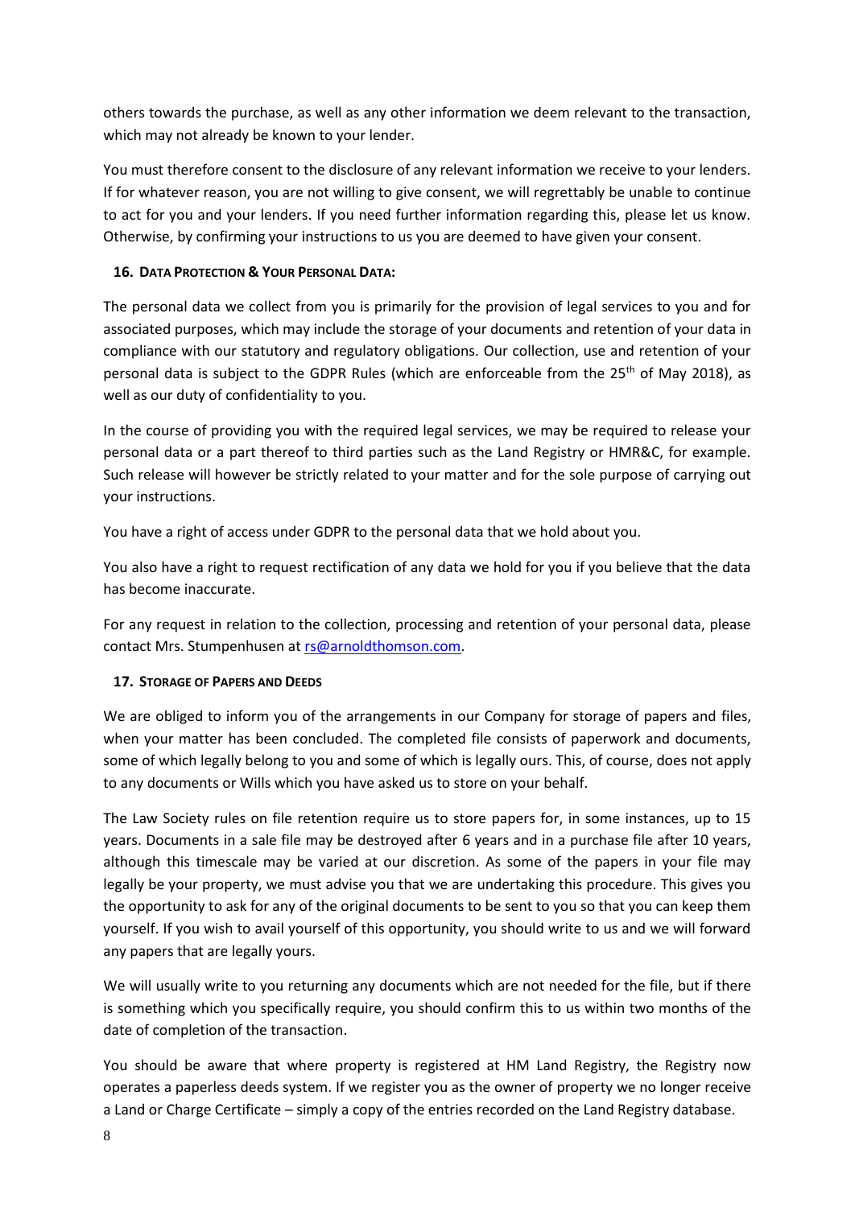others towards the purchase, as well as any other information we deem relevant to the transaction, which may not already be known to your lender.

You must therefore consent to the disclosure of any relevant information we receive to your lenders. If for whatever reason, you are not willing to give consent, we will regrettably be unable to continue to act for you and your lenders. If you need further information regarding this, please let us know. Otherwise, by confirming your instructions to us you are deemed to have given your consent.

### 16. Data Protection & Your Personal Data:

The personal data we collect from you is primarily for the provision of legal services to you and for associated purposes, which may include the storage of your documents and retention of your data in compliance with our statutory and regulatory obligations. Our collection, use and retention of your personal data is subject to the GDPR Rules (which are enforceable from the 25th of May 2018), as well as our duty of confidentiality to you.

In the course of providing you with the required legal services, we may be required to release your personal data or a part thereof to third parties such as the Land Registry or HMR&C, for example. Such release will however be strictly related to your matter and for the sole purpose of carrying out your instructions.

You have a right of access under GDPR to the personal data that we hold about you.

You also have a right to request rectification of any data we hold for you if you believe that the data has become inaccurate.

For any request in relation to the collection, processing and retention of your personal data, please contact Mrs. Stumpenhusen at rs@arnoldthomson.com.

### 17. Storage of Papers and Deeds

We are obliged to inform you of the arrangements in our Company for storage of papers and files, when your matter has been concluded. The completed file consists of paperwork and documents, some of which legally belong to you and some of which is legally ours. This, of course, does not apply to any documents or Wills which you have asked us to store on your behalf.

The Law Society rules on file retention require us to store papers for, in some instances, up to 15 years. Documents in a sale file may be destroyed after 6 years and in a purchase file after 10 years, although this timescale may be varied at our discretion. As some of the papers in your file may legally be your property, we must advise you that we are undertaking this procedure. This gives you the opportunity to ask for any of the original documents to be sent to you so that you can keep them yourself. If you wish to avail yourself of this opportunity, you should write to us and we will forward any papers that are legally yours.

We will usually write to you returning any documents which are not needed for the file, but if there is something which you specifically require, you should confirm this to us within two months of the date of completion of the transaction.

You should be aware that where property is registered at HM Land Registry, the Registry now operates a paperless deeds system. If we register you as the owner of property we no longer receive a Land or Charge Certificate – simply a copy of the entries recorded on the Land Registry database.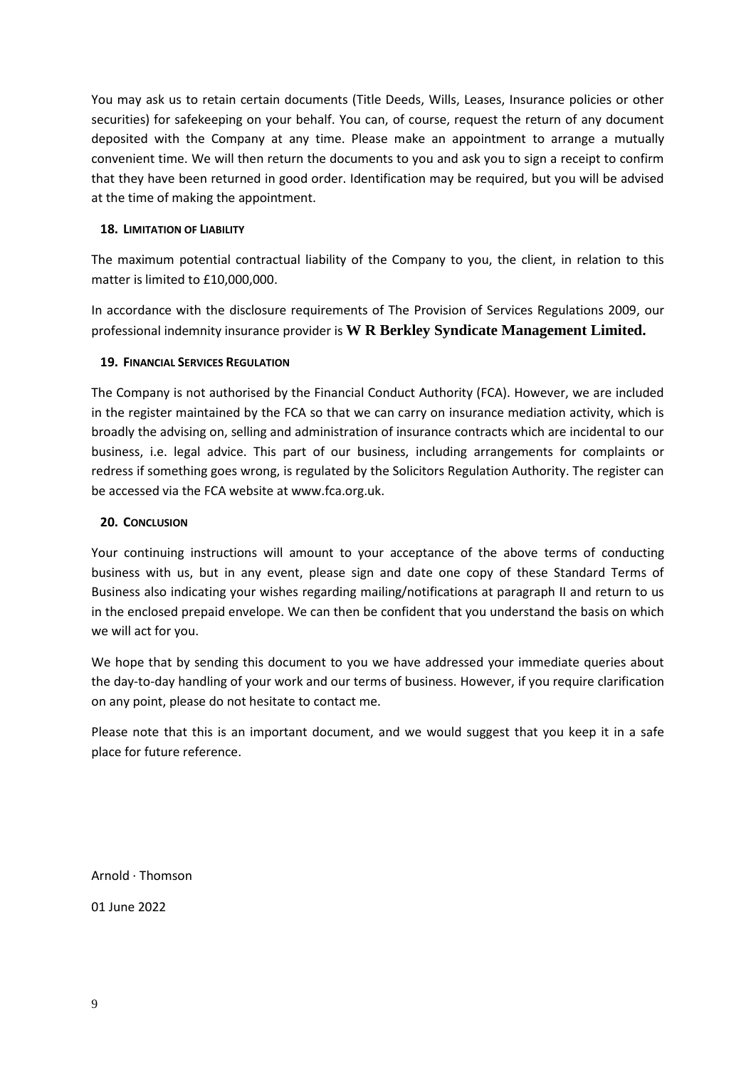You may ask us to retain certain documents (Title Deeds, Wills, Leases, Insurance policies or other securities) for safekeeping on your behalf. You can, of course, request the return of any document deposited with the Company at any time. Please make an appointment to arrange a mutually convenient time. We will then return the documents to you and ask you to sign a receipt to confirm that they have been returned in good order. Identification may be required, but you will be advised at the time of making the appointment.

### 18. Limitation of Liability

The maximum potential contractual liability of the Company to you, the client, in relation to this matter is limited to £10,000,000.

In accordance with the disclosure requirements of The Provision of Services Regulations 2009, our professional indemnity insurance provider is **W R Berkley Syndicate Management Limited.**

### 19. Financial Services Regulation

The Company is not authorised by the Financial Conduct Authority (FCA). However, we are included in the register maintained by the FCA so that we can carry on insurance mediation activity, which is broadly the advising on, selling and administration of insurance contracts which are incidental to our business, i.e. legal advice. This part of our business, including arrangements for complaints or redress if something goes wrong, is regulated by the Solicitors Regulation Authority. The register can be accessed via the FCA website at www.fca.org.uk.

### 20. Conclusion

Your continuing instructions will amount to your acceptance of the above terms of conducting business with us, but in any event, please sign and date one copy of these Standard Terms of Business also indicating your wishes regarding mailing/notifications at paragraph II and return to us in the enclosed prepaid envelope. We can then be confident that you understand the basis on which we will act for you.

We hope that by sending this document to you we have addressed your immediate queries about the day-to-day handling of your work and our terms of business. However, if you require clarification on any point, please do not hesitate to contact me.

Please note that this is an important document, and we would suggest that you keep it in a safe place for future reference.

Arnold · Thomson

01 June 2022